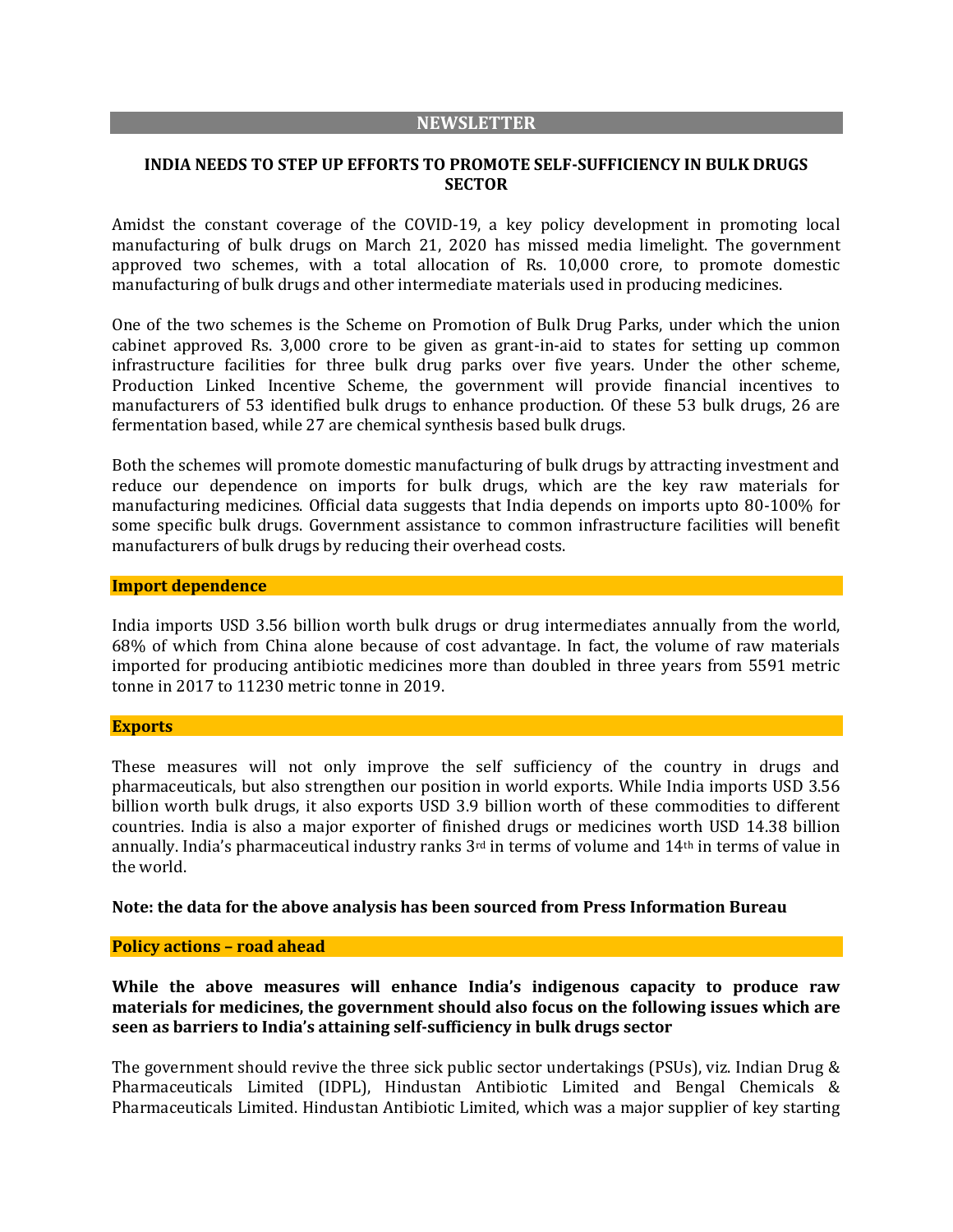## NEWSLETTER

### INDIA NEEDS TO STEP UP EFFORTS TO PROMOTE SELF-SUFFICIENCY IN BULK DRUGS SECTOR

Amidst the constant coverage of the COVID-19, a key policy development in promoting local manufacturing of bulk drugs on March 21, 2020 has missed media limelight. The government approved two schemes, with a total allocation of Rs. 10,000 crore, to promote domestic manufacturing of bulk drugs and other intermediate materials used in producing medicines.

One of the two schemes is the Scheme on Promotion of Bulk Drug Parks, under which the union cabinet approved Rs. 3,000 crore to be given as grant-in-aid to states for setting up common infrastructure facilities for three bulk drug parks over five years. Under the other scheme, Production Linked Incentive Scheme, the government will provide financial incentives to manufacturers of 53 identified bulk drugs to enhance production. Of these 53 bulk drugs, 26 are fermentation based, while 27 are chemical synthesis based bulk drugs.

Both the schemes will promote domestic manufacturing of bulk drugs by attracting investment and reduce our dependence on imports for bulk drugs, which are the key raw materials for manufacturing medicines. Official data suggests that India depends on imports upto 80-100% for some specific bulk drugs. Government assistance to common infrastructure facilities will benefit manufacturers of bulk drugs by reducing their overhead costs.

#### Import dependence

India imports USD 3.56 billion worth bulk drugs or drug intermediates annually from the world, 68% of which from China alone because of cost advantage. In fact, the volume of raw materials imported for producing antibiotic medicines more than doubled in three years from 5591 metric tonne in 2017 to 11230 metric tonne in 2019.

#### Exports

These measures will not only improve the self sufficiency of the country in drugs and pharmaceuticals, but also strengthen our position in world exports. While India imports USD 3.56 billion worth bulk drugs, it also exports USD 3.9 billion worth of these commodities to different countries. India is also a major exporter of finished drugs or medicines worth USD 14.38 billion annually. India's pharmaceutical industry ranks 3rd in terms of volume and 14th in terms of value in the world.

**Note: the data for the above analysis has been sourced from Press Information Bureau**

#### Policy actions – road ahead

**While the above measures will enhance India's indigenous capacity to produce raw materials for medicines, the government should also focus on the following issues which are seen as barriers to India's attaining self-sufficiency in bulk drugs sector**

The government should revive the three sick public sector undertakings (PSUs), viz. Indian Drug & Pharmaceuticals Limited (IDPL), Hindustan Antibiotic Limited and Bengal Chemicals & Pharmaceuticals Limited. Hindustan Antibiotic Limited, which was a major supplier of key starting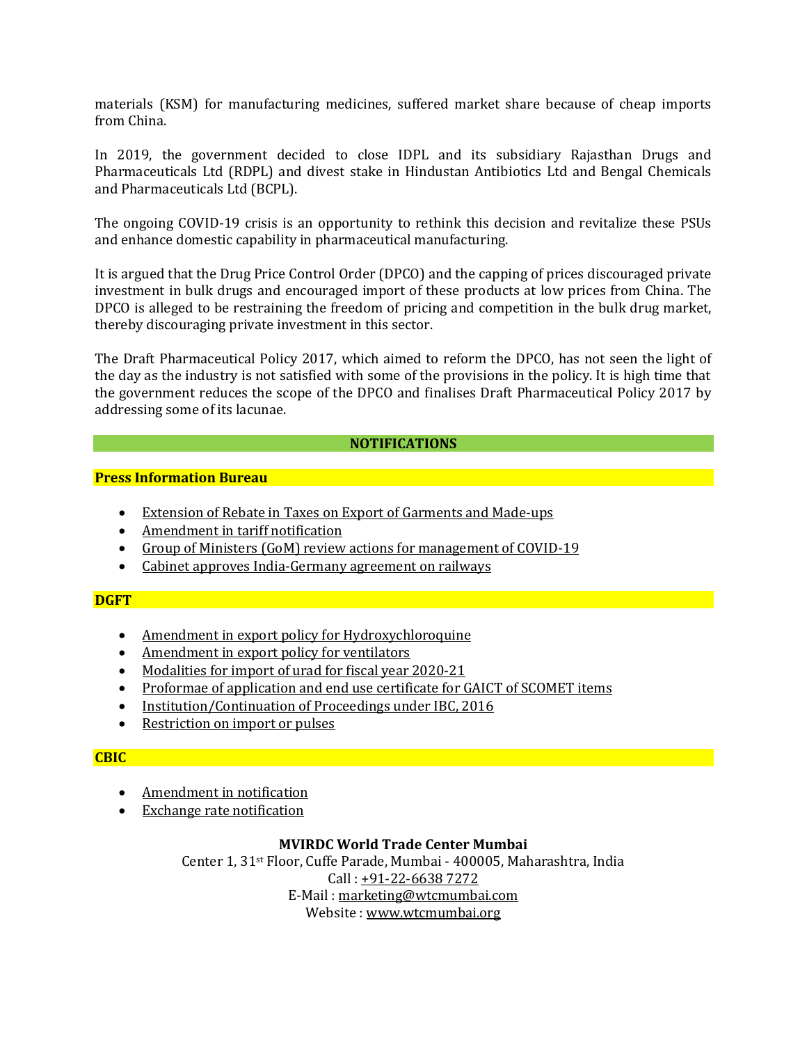materials (KSM) for manufacturing medicines, suffered market share because of cheap imports from China.

In 2019, the government decided to close IDPL and its subsidiary Rajasthan Drugs and Pharmaceuticals Ltd (RDPL) and divest stake in Hindustan Antibiotics Ltd and Bengal Chemicals and Pharmaceuticals Ltd (BCPL).

The ongoing COVID-19 crisis is an opportunity to rethink this decision and revitalize these PSUs and enhance domestic capability in pharmaceutical manufacturing.

It is argued that the Drug Price Control Order (DPCO) and the capping of prices discouraged private investment in bulk drugs and encouraged import of these products at low prices from China. The DPCO is alleged to be restraining the freedom of pricing and competition in the bulk drug market, thereby discouraging private investment in this sector.

The Draft Pharmaceutical Policy 2017, which aimed to reform the DPCO, has not seen the light of the day as the industry is not satisfied with some of the provisions in the policy. It is high time that the government reduces the scope of the DPCO and finalises Draft Pharmaceutical Policy 2017 by addressing some of its lacunae.

## NOTIFICATIONS

### Press Information Bureau

- Extension of Rebate in Taxes on Export of Garments and Made-ups
- Amendment in tariff notification
- Group of Ministers (GoM) review actions for management of COVID-19
- Cabinet approves India-Germany agreement on railways

### DGFT

- Amendment in export policy for Hydroxychloroquine
- Amendment in export policy for ventilators
- Modalities for import of urad for fiscal year 2020-21
- Proformae of application and end use certificate for GAICT of SCOMET items
- Institution/Continuation of Proceedings under IBC, 2016
- Restriction on import or pulses

### CBIC

- Amendment in notification
- Exchange rate notification

**MVIRDC World Trade Center Mumbai**
Center 1, 31st Floor, Cuffe Parade, Mumbai - 400005, Maharashtra, India
Call : +91-22-6638 7272
E-Mail : marketing@wtcmumbai.com
Website : www.wtcmumbai.org